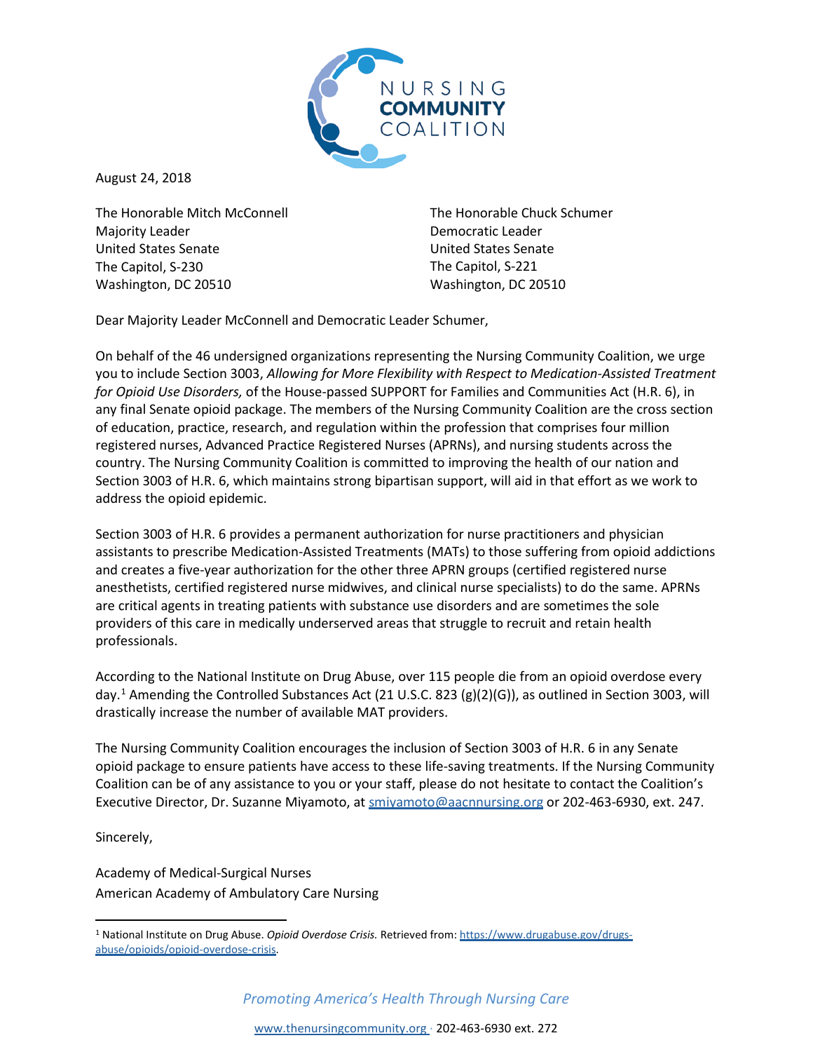NURSING
**COMMUNITY**
COALITION

August 24, 2018

The Honorable Mitch McConnell
Majority Leader
United States Senate
The Capitol, S-230
Washington, DC 20510

The Honorable Chuck Schumer
Democratic Leader
United States Senate
The Capitol, S-221
Washington, DC 20510

Dear Majority Leader McConnell and Democratic Leader Schumer,

On behalf of the 46 undersigned organizations representing the Nursing Community Coalition, we urge you to include Section 3003, *Allowing for More Flexibility with Respect to Medication-Assisted Treatment for Opioid Use Disorders,* of the House-passed SUPPORT for Families and Communities Act (H.R. 6), in any final Senate opioid package. The members of the Nursing Community Coalition are the cross section of education, practice, research, and regulation within the profession that comprises four million registered nurses, Advanced Practice Registered Nurses (APRNs), and nursing students across the country. The Nursing Community Coalition is committed to improving the health of our nation and Section 3003 of H.R. 6, which maintains strong bipartisan support, will aid in that effort as we work to address the opioid epidemic.

Section 3003 of H.R. 6 provides a permanent authorization for nurse practitioners and physician assistants to prescribe Medication-Assisted Treatments (MATs) to those suffering from opioid addictions and creates a five-year authorization for the other three APRN groups (certified registered nurse anesthetists, certified registered nurse midwives, and clinical nurse specialists) to do the same. APRNs are critical agents in treating patients with substance use disorders and are sometimes the sole providers of this care in medically underserved areas that struggle to recruit and retain health professionals.

According to the National Institute on Drug Abuse, over 115 people die from an opioid overdose every day.[1] Amending the Controlled Substances Act (21 U.S.C. 823 (g)(2)(G)), as outlined in Section 3003, will drastically increase the number of available MAT providers.

The Nursing Community Coalition encourages the inclusion of Section 3003 of H.R. 6 in any Senate opioid package to ensure patients have access to these life-saving treatments. If the Nursing Community Coalition can be of any assistance to you or your staff, please do not hesitate to contact the Coalition's Executive Director, Dr. Suzanne Miyamoto, at smiyamoto@aacnnursing.org or 202-463-6930, ext. 247.

Sincerely,

Academy of Medical-Surgical Nurses
American Academy of Ambulatory Care Nursing

---

[1] National Institute on Drug Abuse. *Opioid Overdose Crisis.* Retrieved from: https://www.drugabuse.gov/drugs-abuse/opioids/opioid-overdose-crisis.

*Promoting America's Health Through Nursing Care*

www.thenursingcommunity.org · 202-463-6930 ext. 272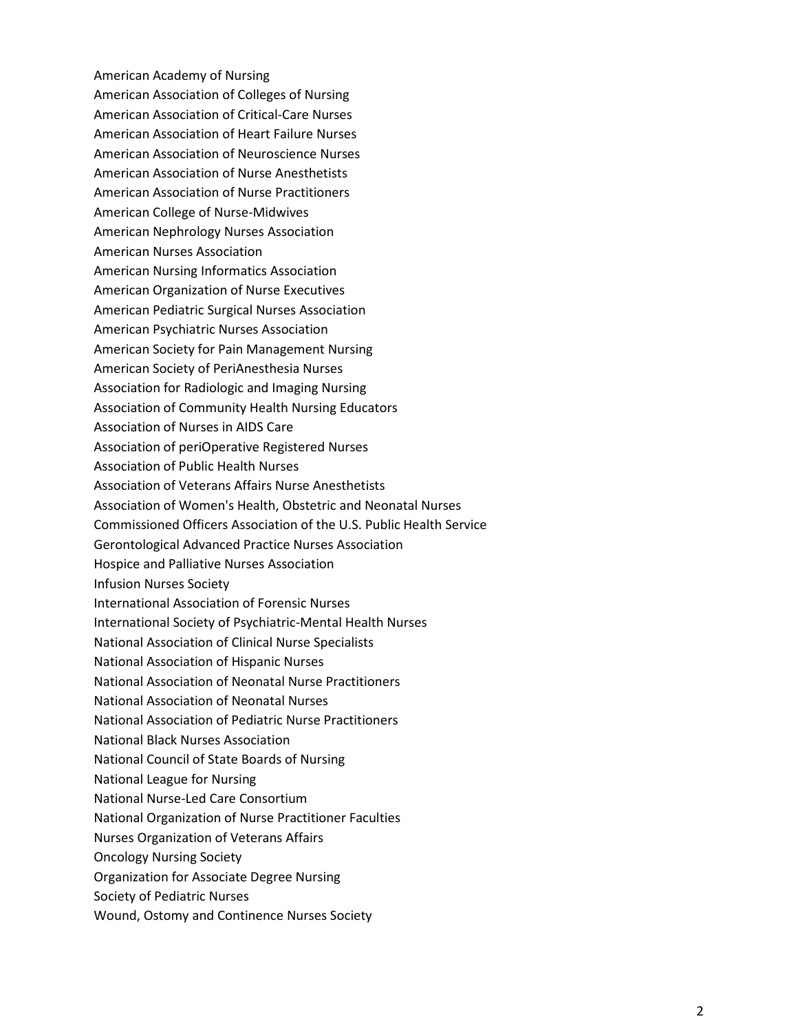American Academy of Nursing
American Association of Colleges of Nursing
American Association of Critical-Care Nurses
American Association of Heart Failure Nurses
American Association of Neuroscience Nurses
American Association of Nurse Anesthetists
American Association of Nurse Practitioners
American College of Nurse-Midwives
American Nephrology Nurses Association
American Nurses Association
American Nursing Informatics Association
American Organization of Nurse Executives
American Pediatric Surgical Nurses Association
American Psychiatric Nurses Association
American Society for Pain Management Nursing
American Society of PeriAnesthesia Nurses
Association for Radiologic and Imaging Nursing
Association of Community Health Nursing Educators
Association of Nurses in AIDS Care
Association of periOperative Registered Nurses
Association of Public Health Nurses
Association of Veterans Affairs Nurse Anesthetists
Association of Women's Health, Obstetric and Neonatal Nurses
Commissioned Officers Association of the U.S. Public Health Service
Gerontological Advanced Practice Nurses Association
Hospice and Palliative Nurses Association
Infusion Nurses Society
International Association of Forensic Nurses
International Society of Psychiatric-Mental Health Nurses
National Association of Clinical Nurse Specialists
National Association of Hispanic Nurses
National Association of Neonatal Nurse Practitioners
National Association of Neonatal Nurses
National Association of Pediatric Nurse Practitioners
National Black Nurses Association
National Council of State Boards of Nursing
National League for Nursing
National Nurse-Led Care Consortium
National Organization of Nurse Practitioner Faculties
Nurses Organization of Veterans Affairs
Oncology Nursing Society
Organization for Associate Degree Nursing
Society of Pediatric Nurses
Wound, Ostomy and Continence Nurses Society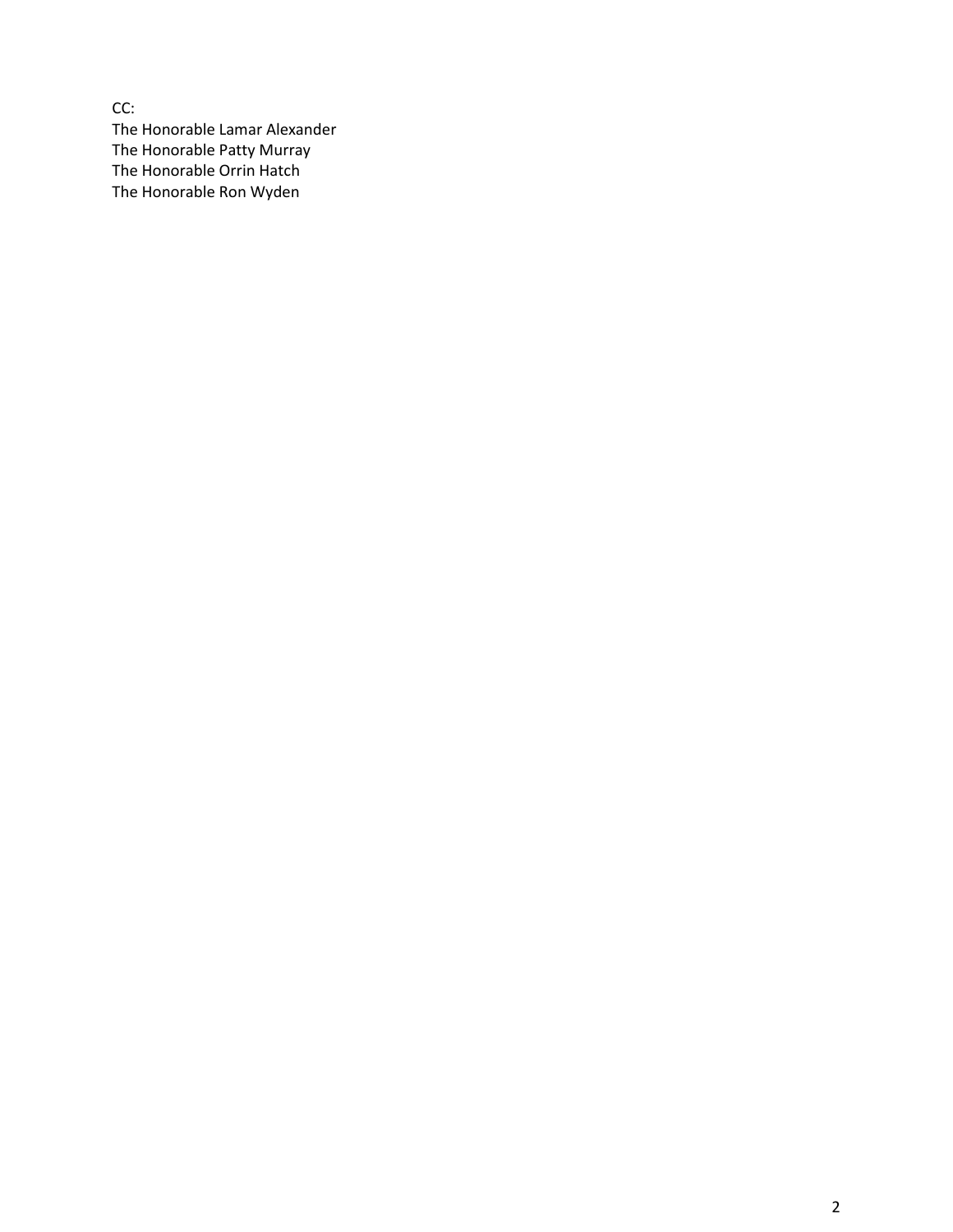CC:
The Honorable Lamar Alexander
The Honorable Patty Murray
The Honorable Orrin Hatch
The Honorable Ron Wyden